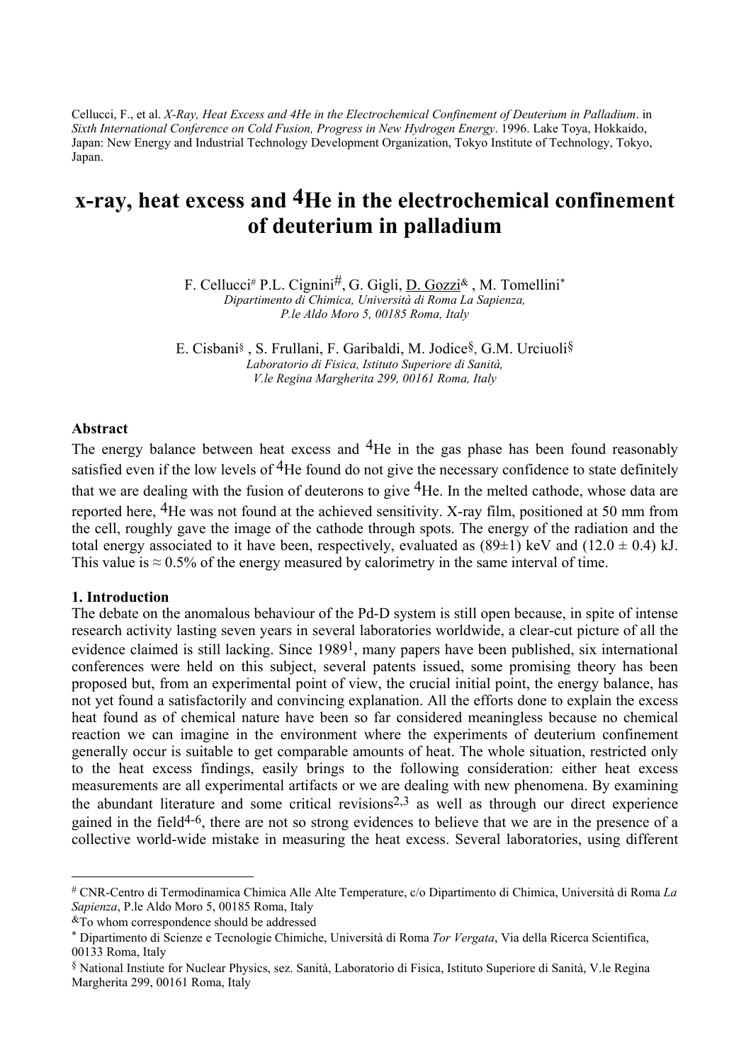Cellucci, F., et al. *X-Ray, Heat Excess and 4He in the Electrochemical Confinement of Deuterium in Palladium*. in *Sixth International Conference on Cold Fusion, Progress in New Hydrogen Energy*. 1996. Lake Toya, Hokkaido, Japan: New Energy and Industrial Technology Development Organization, Tokyo Institute of Technology, Tokyo, Japan.

# x-ray, heat excess and $^4$He in the electrochemical confinement of deuterium in palladium

F. Cellucci[#] P.L. Cignini[#], G. Gigli, D. Gozzi[&], M. Tomellini[*]
*Dipartimento di Chimica, Università di Roma La Sapienza, P.le Aldo Moro 5, 00185 Roma, Italy*

E. Cisbani[§], S. Frullani, F. Garibaldi, M. Jodice[§], G.M. Urciuoli[§]
*Laboratorio di Fisica, Istituto Superiore di Sanità, V.le Regina Margherita 299, 00161 Roma, Italy*

**Abstract**

The energy balance between heat excess and $^4$He in the gas phase has been found reasonably satisfied even if the low levels of $^4$He found do not give the necessary confidence to state definitely that we are dealing with the fusion of deuterons to give $^4$He. In the melted cathode, whose data are reported here, $^4$He was not found at the achieved sensitivity. X-ray film, positioned at 50 mm from the cell, roughly gave the image of the cathode through spots. The energy of the radiation and the total energy associated to it have been, respectively, evaluated as (89±1) keV and (12.0 ± 0.4) kJ. This value is ≈ 0.5% of the energy measured by calorimetry in the same interval of time.

## 1. Introduction

The debate on the anomalous behaviour of the Pd-D system is still open because, in spite of intense research activity lasting seven years in several laboratories worldwide, a clear-cut picture of all the evidence claimed is still lacking. Since 1989[1], many papers have been published, six international conferences were held on this subject, several patents issued, some promising theory has been proposed but, from an experimental point of view, the crucial initial point, the energy balance, has not yet found a satisfactorily and convincing explanation. All the efforts done to explain the excess heat found as of chemical nature have been so far considered meaningless because no chemical reaction we can imagine in the environment where the experiments of deuterium confinement generally occur is suitable to get comparable amounts of heat. The whole situation, restricted only to the heat excess findings, easily brings to the following consideration: either heat excess measurements are all experimental artifacts or we are dealing with new phenomena. By examining the abundant literature and some critical revisions[2,3] as well as through our direct experience gained in the field[4-6], there are not so strong evidences to believe that we are in the presence of a collective world-wide mistake in measuring the heat excess. Several laboratories, using different

---

[#] CNR-Centro di Termodinamica Chimica Alle Alte Temperature, c/o Dipartimento di Chimica, Università di Roma *La Sapienza*, P.le Aldo Moro 5, 00185 Roma, Italy

[&] To whom correspondence should be addressed

[*] Dipartimento di Scienze e Tecnologie Chimiche, Università di Roma *Tor Vergata*, Via della Ricerca Scientifica, 00133 Roma, Italy

[§] National Instiute for Nuclear Physics, sez. Sanità, Laboratorio di Fisica, Istituto Superiore di Sanità, V.le Regina Margherita 299, 00161 Roma, Italy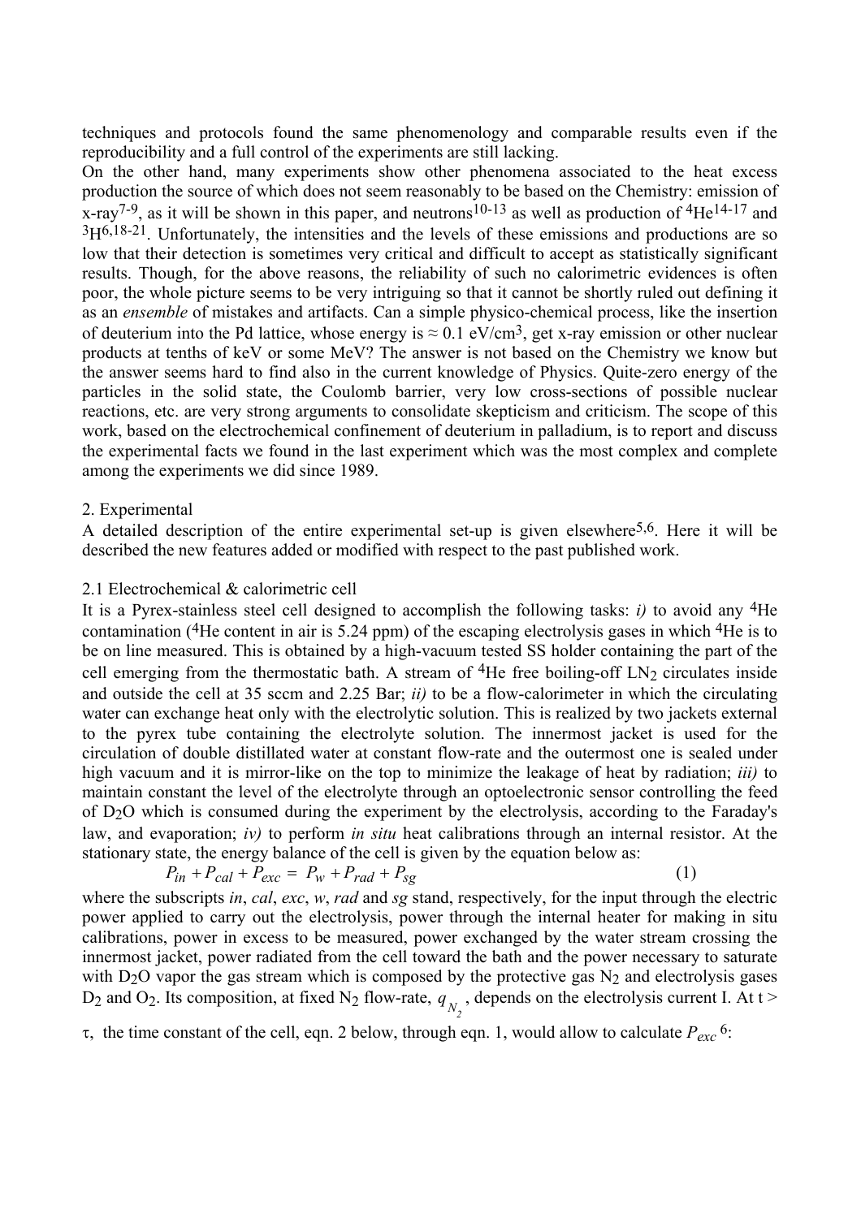techniques and protocols found the same phenomenology and comparable results even if the reproducibility and a full control of the experiments are still lacking.

On the other hand, many experiments show other phenomena associated to the heat excess production the source of which does not seem reasonably to be based on the Chemistry: emission of x-ray[7-9], as it will be shown in this paper, and neutrons[10-13] as well as production of $^{4}He$[14-17] and $^{3}H$[6,18-21]. Unfortunately, the intensities and the levels of these emissions and productions are so low that their detection is sometimes very critical and difficult to accept as statistically significant results. Though, for the above reasons, the reliability of such no calorimetric evidences is often poor, the whole picture seems to be very intriguing so that it cannot be shortly ruled out defining it as an *ensemble* of mistakes and artifacts. Can a simple physico-chemical process, like the insertion of deuterium into the Pd lattice, whose energy is $\approx 0.1$ eV/cm$^3$, get x-ray emission or other nuclear products at tenths of keV or some MeV? The answer is not based on the Chemistry we know but the answer seems hard to find also in the current knowledge of Physics. Quite-zero energy of the particles in the solid state, the Coulomb barrier, very low cross-sections of possible nuclear reactions, etc. are very strong arguments to consolidate skepticism and criticism. The scope of this work, based on the electrochemical confinement of deuterium in palladium, is to report and discuss the experimental facts we found in the last experiment which was the most complex and complete among the experiments we did since 1989.

## 2. Experimental

A detailed description of the entire experimental set-up is given elsewhere[5,6]. Here it will be described the new features added or modified with respect to the past published work.

### 2.1 Electrochemical & calorimetric cell

It is a Pyrex-stainless steel cell designed to accomplish the following tasks: *i)* to avoid any $^{4}He$ contamination ($^{4}He$ content in air is 5.24 ppm) of the escaping electrolysis gases in which $^{4}He$ is to be on line measured. This is obtained by a high-vacuum tested SS holder containing the part of the cell emerging from the thermostatic bath. A stream of $^{4}He$ free boiling-off $LN_2$ circulates inside and outside the cell at 35 sccm and 2.25 Bar; *ii)* to be a flow-calorimeter in which the circulating water can exchange heat only with the electrolytic solution. This is realized by two jackets external to the pyrex tube containing the electrolyte solution. The innermost jacket is used for the circulation of double distilled water at constant flow-rate and the outermost one is sealed under high vacuum and it is mirror-like on the top to minimize the leakage of heat by radiation; *iii)* to maintain constant the level of the electrolyte through an optoelectronic sensor controlling the feed of $D_2O$ which is consumed during the experiment by the electrolysis, according to the Faraday's law, and evaporation; *iv)* to perform *in situ* heat calibrations through an internal resistor. At the stationary state, the energy balance of the cell is given by the equation below as:

$$P_{in} + P_{cal} + P_{exc} = P_w + P_{rad} + P_{sg} \qquad (1)$$

where the subscripts *in*, *cal*, *exc*, *w*, *rad* and *sg* stand, respectively, for the input through the electric power applied to carry out the electrolysis, power through the internal heater for making in situ calibrations, power in excess to be measured, power exchanged by the water stream crossing the innermost jacket, power radiated from the cell toward the bath and the power necessary to saturate with $D_2O$ vapor the gas stream which is composed by the protective gas $N_2$ and electrolysis gases $D_2$ and $O_2$. Its composition, at fixed $N_2$ flow-rate, $q_{N_2}$, depends on the electrolysis current I. At t > $\tau$, the time constant of the cell, eqn. 2 below, through eqn. 1, would allow to calculate $P_{exc}$[6]: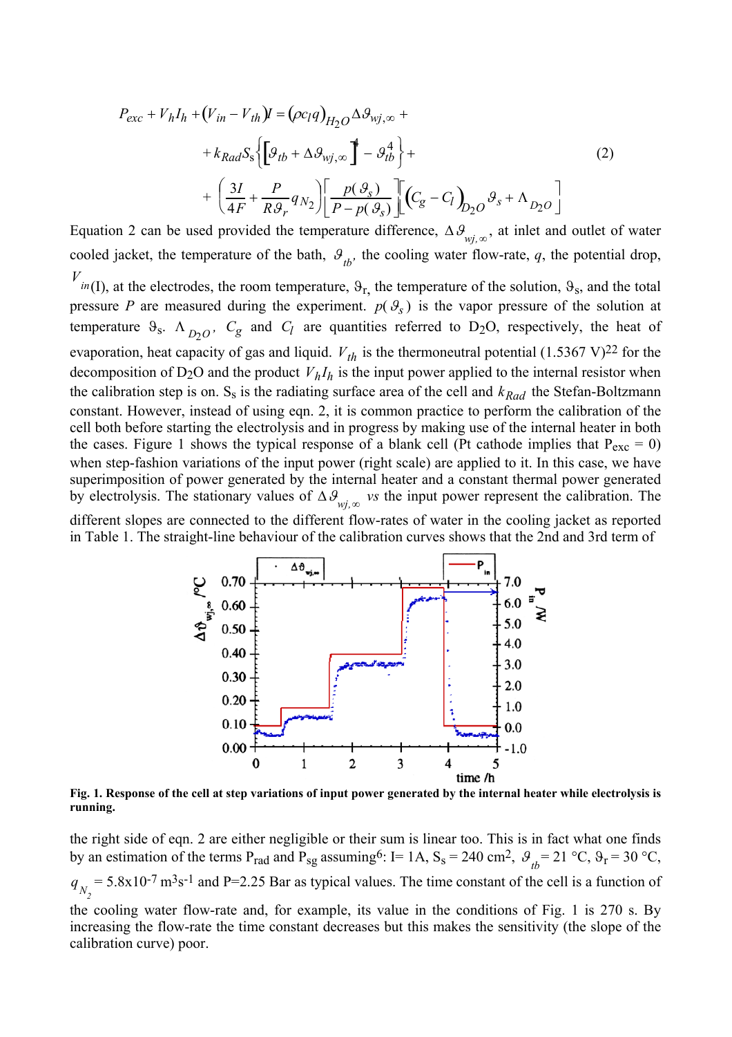$$
\begin{aligned}
P_{exc} + V_h I_h + (V_{in} - V_{th})I &= (\rho c_l q)_{H_2O} \Delta\vartheta_{wj,\infty} + \\
&+ k_{Rad} S_s \left\{ \left[\vartheta_{tb} + \Delta\vartheta_{wj,\infty}\right]^4 - \vartheta_{tb}^4 \right\} + \\
&+ \left( \frac{3I}{4F} + \frac{P}{R\vartheta_r} q_{N_2} \right) \left[ \frac{p(\vartheta_s)}{P - p(\vartheta_s)} \right] \left[ \left(C_g - C_l\right)_{D_2O} \vartheta_s + \Lambda_{D_2O} \right]
\end{aligned} \tag{2}
$$

Equation 2 can be used provided the temperature difference, $\Delta\vartheta_{wj,\infty}$, at inlet and outlet of water cooled jacket, the temperature of the bath, $\vartheta_{tb}$, the cooling water flow-rate, $q$, the potential drop, $V_{in}(I)$, at the electrodes, the room temperature, $\vartheta_r$, the temperature of the solution, $\vartheta_s$, and the total pressure $P$ are measured during the experiment. $p(\vartheta_s)$ is the vapor pressure of the solution at temperature $\vartheta_s$. $\Lambda_{D_2O}$, $C_g$ and $C_l$ are quantities referred to $D_2O$, respectively, the heat of evaporation, heat capacity of gas and liquid. $V_{th}$ is the thermoneutral potential (1.5367 V)[22] for the decomposition of $D_2O$ and the product $V_h I_h$ is the input power applied to the internal resistor when the calibration step is on. $S_s$ is the radiating surface area of the cell and $k_{Rad}$ the Stefan-Boltzmann constant. However, instead of using eqn. 2, it is common practice to perform the calibration of the cell both before starting the electrolysis and in progress by making use of the internal heater in both the cases. Figure 1 shows the typical response of a blank cell (Pt cathode implies that $P_{exc} = 0$) when step-fashion variations of the input power (right scale) are applied to it. In this case, we have superimposition of power generated by the internal heater and a constant thermal power generated by electrolysis. The stationary values of $\Delta\vartheta_{wj,\infty}$ *vs* the input power represent the calibration. The different slopes are connected to the different flow-rates of water in the cooling jacket as reported in Table 1. The straight-line behaviour of the calibration curves shows that the 2nd and 3rd term of

**Fig. 1. Response of the cell at step variations of input power generated by the internal heater while electrolysis is running.**

the right side of eqn. 2 are either negligible or their sum is linear too. This is in fact what one finds by an estimation of the terms $P_{rad}$ and $P_{sg}$ assuming[6]: I= 1A, $S_s$ = 240 cm$^2$, $\vartheta_{tb}$ = 21 °C, $\vartheta_r$ = 30 °C, $q_{N_2}$ = 5.8x10$^{-7}$ m$^3$s$^{-1}$ and P=2.25 Bar as typical values. The time constant of the cell is a function of the cooling water flow-rate and, for example, its value in the conditions of Fig. 1 is 270 s. By increasing the flow-rate the time constant decreases but this makes the sensitivity (the slope of the calibration curve) poor.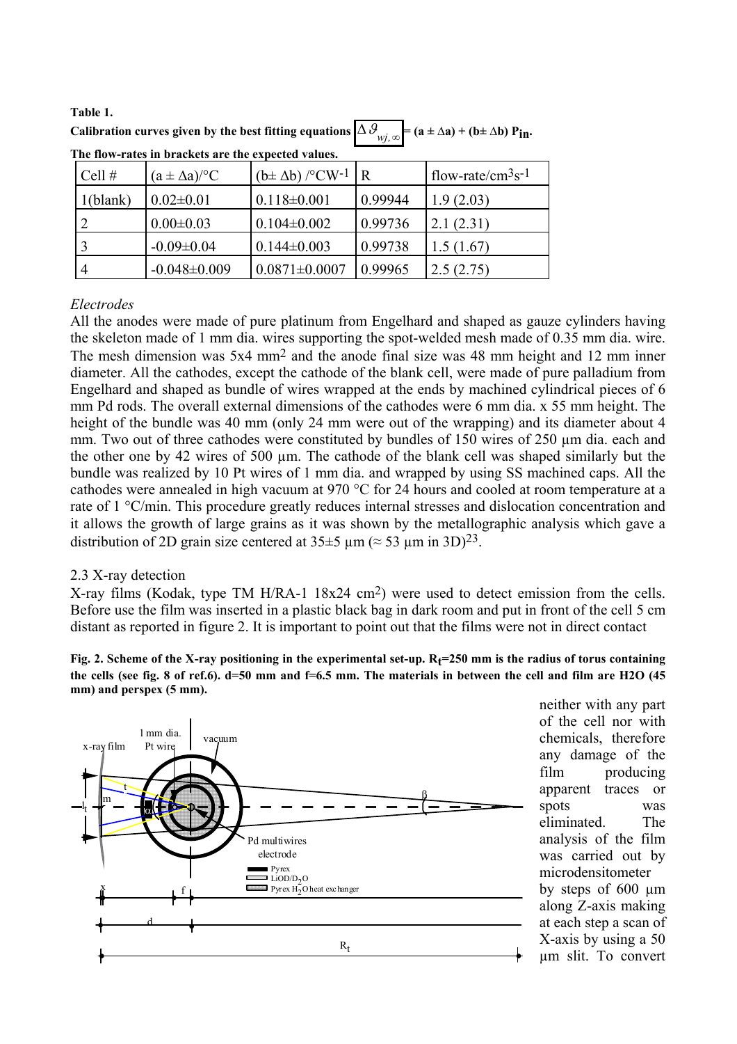**Table 1.**

**Calibration curves given by the best fitting equations $\Delta\vartheta_{wj,\infty}$ = (a ± Δa) + (b± Δb) $P_{in}$.**

**The flow-rates in brackets are the expected values.**

| Cell # | (a ± Δa)/°C | (b± Δb) /°CW$^{-1}$ | R | flow-rate/cm$^3$s$^{-1}$ |
|---|---|---|---|---|
| 1(blank) | 0.02±0.01 | 0.118±0.001 | 0.99944 | 1.9 (2.03) |
| 2 | 0.00±0.03 | 0.104±0.002 | 0.99736 | 2.1 (2.31) |
| 3 | -0.09±0.04 | 0.144±0.003 | 0.99738 | 1.5 (1.67) |
| 4 | -0.048±0.009 | 0.0871±0.0007 | 0.99965 | 2.5 (2.75) |

*Electrodes*

All the anodes were made of pure platinum from Engelhard and shaped as gauze cylinders having the skeleton made of 1 mm dia. wires supporting the spot-welded mesh made of 0.35 mm dia. wire. The mesh dimension was 5x4 mm$^2$ and the anode final size was 48 mm height and 12 mm inner diameter. All the cathodes, except the cathode of the blank cell, were made of pure palladium from Engelhard and shaped as bundle of wires wrapped at the ends by machined cylindrical pieces of 6 mm Pd rods. The overall external dimensions of the cathodes were 6 mm dia. x 55 mm height. The height of the bundle was 40 mm (only 24 mm were out of the wrapping) and its diameter about 4 mm. Two out of three cathodes were constituted by bundles of 150 wires of 250 µm dia. each and the other one by 42 wires of 500 µm. The cathode of the blank cell was shaped similarly but the bundle was realized by 10 Pt wires of 1 mm dia. and wrapped by using SS machined caps. All the cathodes were annealed in high vacuum at 970 °C for 24 hours and cooled at room temperature at a rate of 1 °C/min. This procedure greatly reduces internal stresses and dislocation concentration and it allows the growth of large grains as it was shown by the metallographic analysis which gave a distribution of 2D grain size centered at 35±5 µm (≈ 53 µm in 3D)[23].

2.3 X-ray detection

X-ray films (Kodak, type TM H/RA-1 18x24 cm$^2$) were used to detect emission from the cells. Before use the film was inserted in a plastic black bag in dark room and put in front of the cell 5 cm distant as reported in figure 2. It is important to point out that the films were not in direct contact neither with any part of the cell nor with chemicals, therefore any damage of the film producing apparent traces or spots was eliminated. The analysis of the film was carried out by microdensitometer by steps of 600 µm along Z-axis making at each step a scan of X-axis by using a 50 µm slit. To convert

**Fig. 2. Scheme of the X-ray positioning in the experimental set-up. $R_t$=250 mm is the radius of torus containing the cells (see fig. 8 of ref.6). d=50 mm and f=6.5 mm. The materials in between the cell and film are H2O (45 mm) and perspex (5 mm).**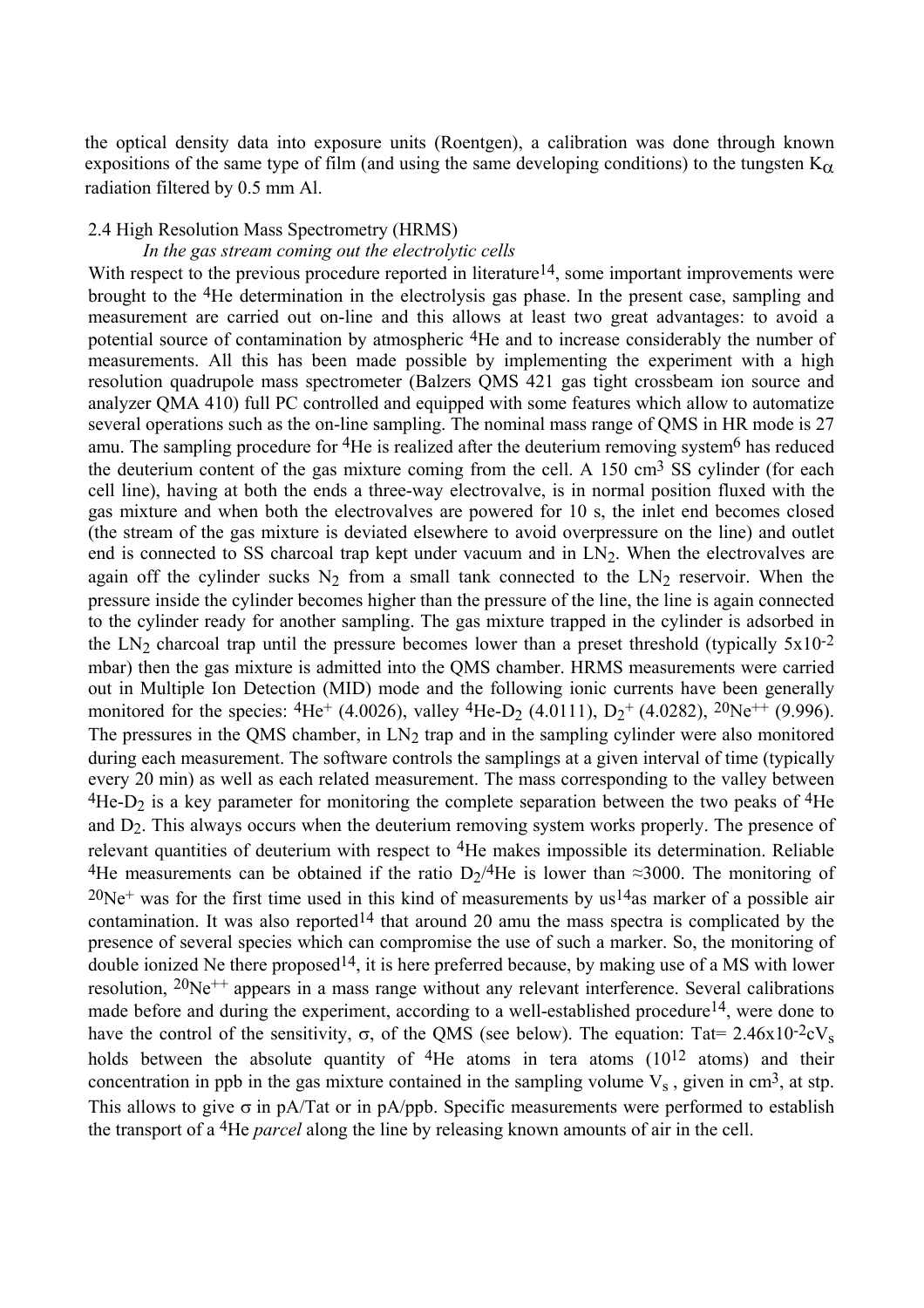the optical density data into exposure units (Roentgen), a calibration was done through known expositions of the same type of film (and using the same developing conditions) to the tungsten $K_\alpha$ radiation filtered by 0.5 mm Al.

### 2.4 High Resolution Mass Spectrometry (HRMS)

*In the gas stream coming out the electrolytic cells*

With respect to the previous procedure reported in literature[14], some important improvements were brought to the $^4He$ determination in the electrolysis gas phase. In the present case, sampling and measurement are carried out on-line and this allows at least two great advantages: to avoid a potential source of contamination by atmospheric $^4He$ and to increase considerably the number of measurements. All this has been made possible by implementing the experiment with a high resolution quadrupole mass spectrometer (Balzers QMS 421 gas tight crossbeam ion source and analyzer QMA 410) full PC controlled and equipped with some features which allow to automatize several operations such as the on-line sampling. The nominal mass range of QMS in HR mode is 27 amu. The sampling procedure for $^4He$ is realized after the deuterium removing system[6] has reduced the deuterium content of the gas mixture coming from the cell. A 150 $cm^3$ SS cylinder (for each cell line), having at both the ends a three-way electrovalve, is in normal position fluxed with the gas mixture and when both the electrovalves are powered for 10 s, the inlet end becomes closed (the stream of the gas mixture is deviated elsewhere to avoid overpressure on the line) and outlet end is connected to SS charcoal trap kept under vacuum and in $LN_2$. When the electrovalves are again off the cylinder sucks $N_2$ from a small tank connected to the $LN_2$ reservoir. When the pressure inside the cylinder becomes higher than the pressure of the line, the line is again connected to the cylinder ready for another sampling. The gas mixture trapped in the cylinder is adsorbed in the $LN_2$ charcoal trap until the pressure becomes lower than a preset threshold (typically $5 \times 10^{-2}$ mbar) then the gas mixture is admitted into the QMS chamber. HRMS measurements were carried out in Multiple Ion Detection (MID) mode and the following ionic currents have been generally monitored for the species: $^4He^+$ (4.0026), valley $^4He$-$D_2$ (4.0111), $D_2^+$ (4.0282), $^{20}Ne^{++}$ (9.996). The pressures in the QMS chamber, in $LN_2$ trap and in the sampling cylinder were also monitored during each measurement. The software controls the samplings at a given interval of time (typically every 20 min) as well as each related measurement. The mass corresponding to the valley between $^4He$-$D_2$ is a key parameter for monitoring the complete separation between the two peaks of $^4He$ and $D_2$. This always occurs when the deuterium removing system works properly. The presence of relevant quantities of deuterium with respect to $^4He$ makes impossible its determination. Reliable $^4He$ measurements can be obtained if the ratio $D_2/^4He$ is lower than ≈3000. The monitoring of $^{20}Ne^+$ was for the first time used in this kind of measurements by us[14] as marker of a possible air contamination. It was also reported[14] that around 20 amu the mass spectra is complicated by the presence of several species which can compromise the use of such a marker. So, the monitoring of double ionized Ne there proposed[14], it is here preferred because, by making use of a MS with lower resolution, $^{20}Ne^{++}$ appears in a mass range without any relevant interference. Several calibrations made before and during the experiment, according to a well-established procedure[14], were done to have the control of the sensitivity, σ, of the QMS (see below). The equation: $Tat = 2.46 \times 10^{-2} c V_s$ holds between the absolute quantity of $^4He$ atoms in tera atoms ($10^{12}$ atoms) and their concentration in ppb in the gas mixture contained in the sampling volume $V_s$, given in $cm^3$, at stp. This allows to give σ in pA/Tat or in pA/ppb. Specific measurements were performed to establish the transport of a $^4He$ *parcel* along the line by releasing known amounts of air in the cell.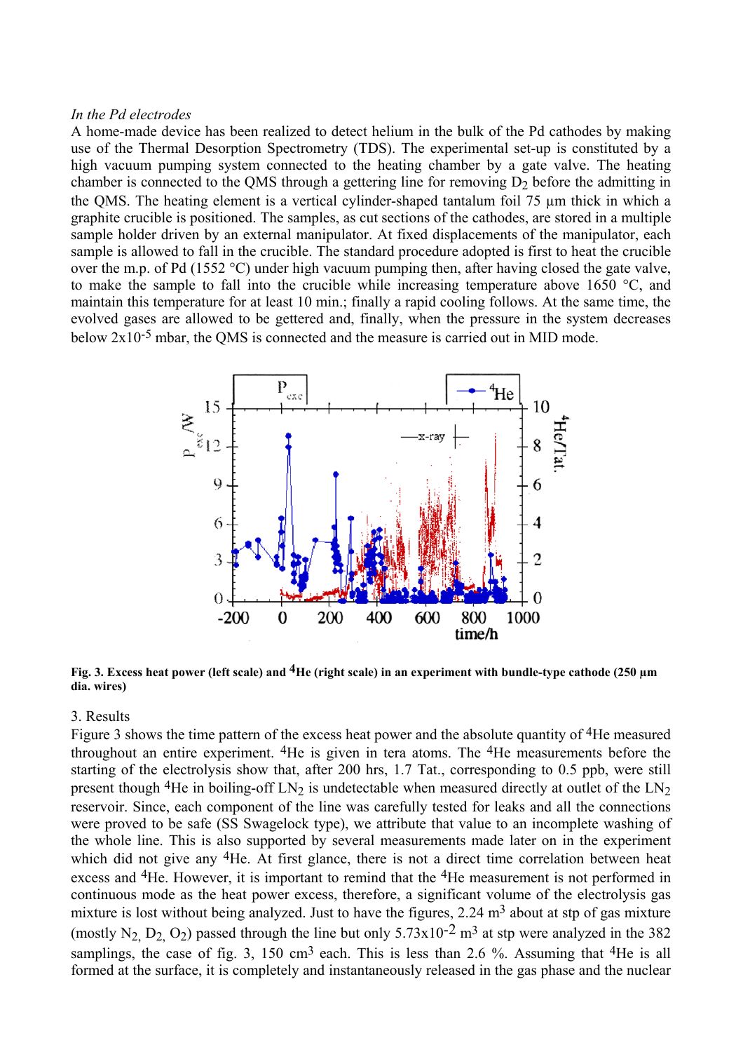*In the Pd electrodes*

A home-made device has been realized to detect helium in the bulk of the Pd cathodes by making use of the Thermal Desorption Spectrometry (TDS). The experimental set-up is constituted by a high vacuum pumping system connected to the heating chamber by a gate valve. The heating chamber is connected to the QMS through a gettering line for removing $D_2$ before the admitting in the QMS. The heating element is a vertical cylinder-shaped tantalum foil 75 µm thick in which a graphite crucible is positioned. The samples, as cut sections of the cathodes, are stored in a multiple sample holder driven by an external manipulator. At fixed displacements of the manipulator, each sample is allowed to fall in the crucible. The standard procedure adopted is first to heat the crucible over the m.p. of Pd (1552 °C) under high vacuum pumping then, after having closed the gate valve, to make the sample to fall into the crucible while increasing temperature above 1650 °C, and maintain this temperature for at least 10 min.; finally a rapid cooling follows. At the same time, the evolved gases are allowed to be gettered and, finally, when the pressure in the system decreases below $2x10^{-5}$ mbar, the QMS is connected and the measure is carried out in MID mode.

**Fig. 3. Excess heat power (left scale) and $^4$He (right scale) in an experiment with bundle-type cathode (250 µm dia. wires)**

3. Results

Figure 3 shows the time pattern of the excess heat power and the absolute quantity of $^4$He measured throughout an entire experiment. $^4$He is given in tera atoms. The $^4$He measurements before the starting of the electrolysis show that, after 200 hrs, 1.7 Tat., corresponding to 0.5 ppb, were still present though $^4$He in boiling-off $LN_2$ is undetectable when measured directly at outlet of the $LN_2$ reservoir. Since, each component of the line was carefully tested for leaks and all the connections were proved to be safe (SS Swagelock type), we attribute that value to an incomplete washing of the whole line. This is also supported by several measurements made later on in the experiment which did not give any $^4$He. At first glance, there is not a direct time correlation between heat excess and $^4$He. However, it is important to remind that the $^4$He measurement is not performed in continuous mode as the heat power excess, therefore, a significant volume of the electrolysis gas mixture is lost without being analyzed. Just to have the figures, 2.24 $m^3$ about at stp of gas mixture (mostly $N_2$, $D_2$, $O_2$) passed through the line but only $5.73x10^{-2}$ $m^3$ at stp were analyzed in the 382 samplings, the case of fig. 3, 150 $cm^3$ each. This is less than 2.6 %. Assuming that $^4$He is all formed at the surface, it is completely and instantaneously released in the gas phase and the nuclear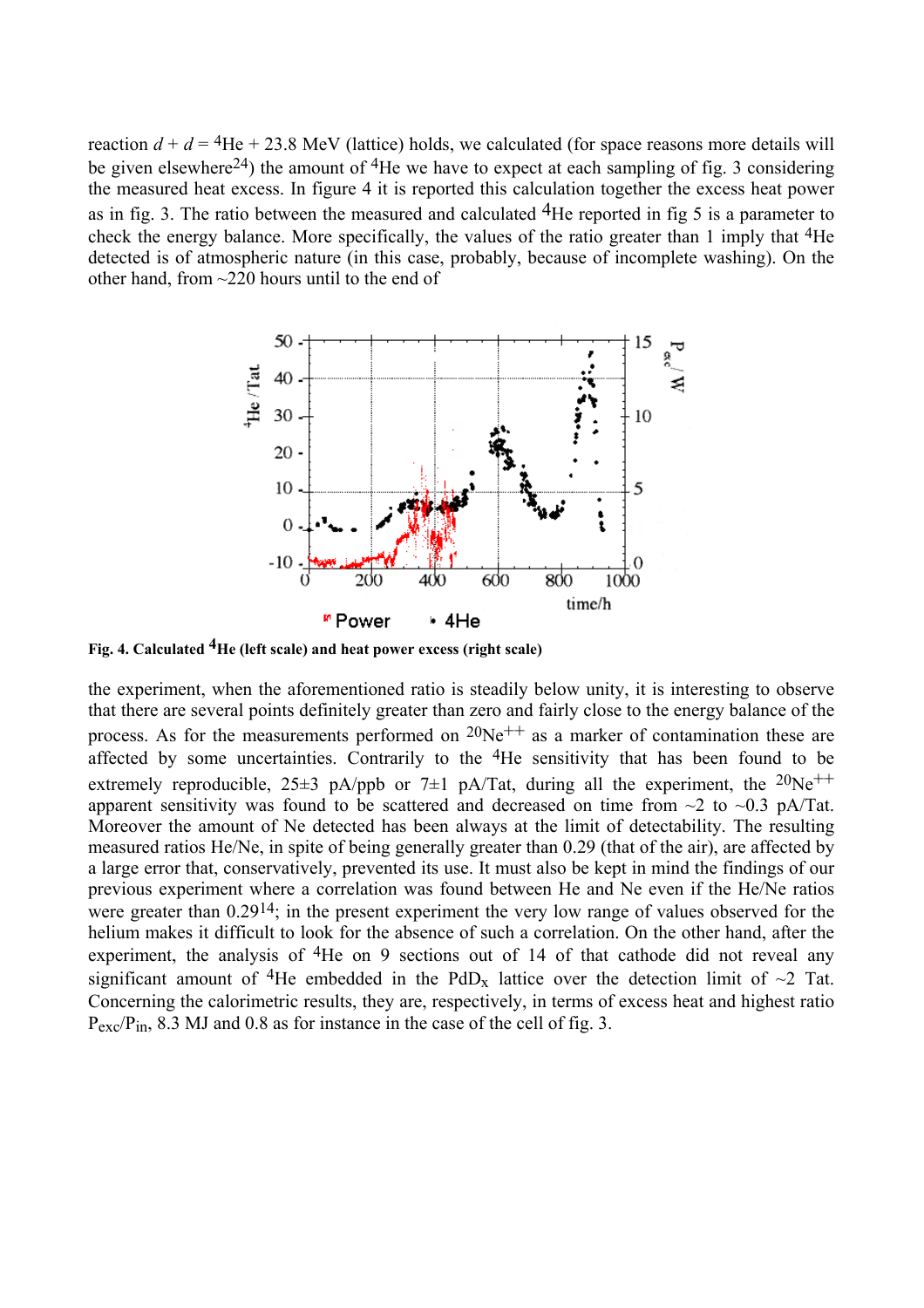reaction $d + d = {}^4He + 23.8$ MeV (lattice) holds, we calculated (for space reasons more details will be given elsewhere[24]) the amount of $^4He$ we have to expect at each sampling of fig. 3 considering the measured heat excess. In figure 4 it is reported this calculation together the excess heat power as in fig. 3. The ratio between the measured and calculated $^4He$ reported in fig 5 is a parameter to check the energy balance. More specifically, the values of the ratio greater than 1 imply that $^4He$ detected is of atmospheric nature (in this case, probably, because of incomplete washing). On the other hand, from ~220 hours until to the end of

**Fig. 4. Calculated $^4He$ (left scale) and heat power excess (right scale)**

the experiment, when the aforementioned ratio is steadily below unity, it is interesting to observe that there are several points definitely greater than zero and fairly close to the energy balance of the process. As for the measurements performed on $^{20}Ne^{++}$ as a marker of contamination these are affected by some uncertainties. Contrarily to the $^4He$ sensitivity that has been found to be extremely reproducible, 25±3 pA/ppb or 7±1 pA/Tat, during all the experiment, the $^{20}Ne^{++}$ apparent sensitivity was found to be scattered and decreased on time from ~2 to ~0.3 pA/Tat. Moreover the amount of Ne detected has been always at the limit of detectability. The resulting measured ratios He/Ne, in spite of being generally greater than 0.29 (that of the air), are affected by a large error that, conservatively, prevented its use. It must also be kept in mind the findings of our previous experiment where a correlation was found between He and Ne even if the He/Ne ratios were greater than 0.29[14]; in the present experiment the very low range of values observed for the helium makes it difficult to look for the absence of such a correlation. On the other hand, after the experiment, the analysis of $^4He$ on 9 sections out of 14 of that cathode did not reveal any significant amount of $^4He$ embedded in the $PdD_x$ lattice over the detection limit of ~2 Tat. Concerning the calorimetric results, they are, respectively, in terms of excess heat and highest ratio $P_{exc}/P_{in}$, 8.3 MJ and 0.8 as for instance in the case of the cell of fig. 3.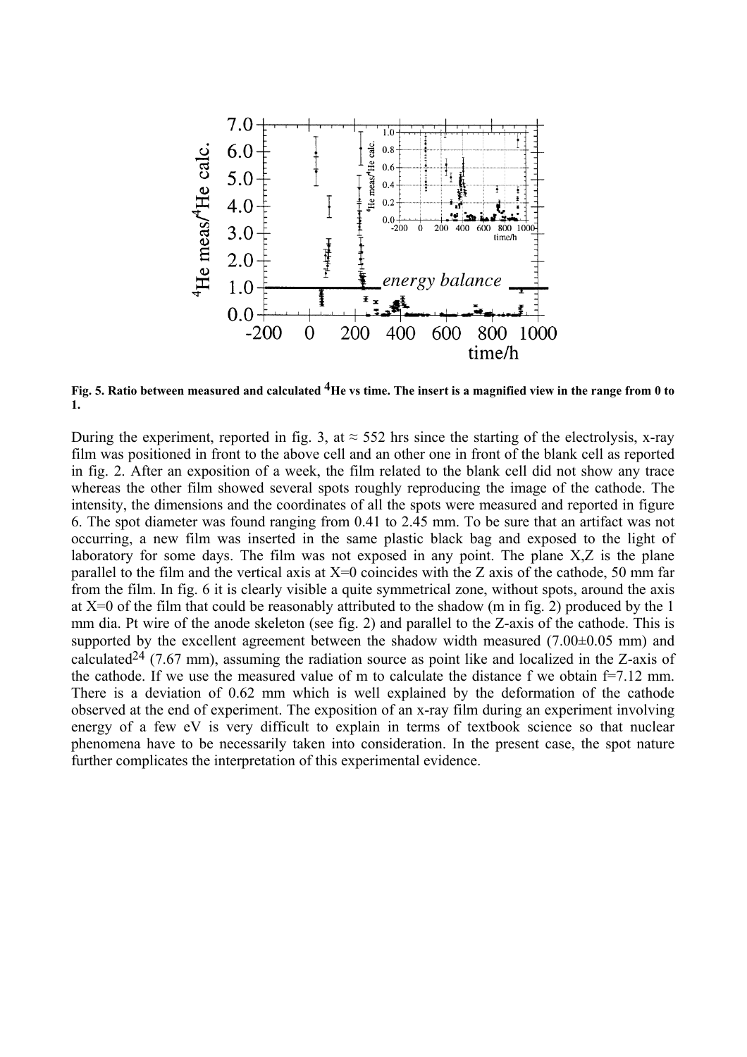**Fig. 5. Ratio between measured and calculated $^4$He vs time. The insert is a magnified view in the range from 0 to 1.**

During the experiment, reported in fig. 3, at ≈ 552 hrs since the starting of the electrolysis, x-ray film was positioned in front to the above cell and an other one in front of the blank cell as reported in fig. 2. After an exposition of a week, the film related to the blank cell did not show any trace whereas the other film showed several spots roughly reproducing the image of the cathode. The intensity, the dimensions and the coordinates of all the spots were measured and reported in figure 6. The spot diameter was found ranging from 0.41 to 2.45 mm. To be sure that an artifact was not occurring, a new film was inserted in the same plastic black bag and exposed to the light of laboratory for some days. The film was not exposed in any point. The plane X,Z is the plane parallel to the film and the vertical axis at X=0 coincides with the Z axis of the cathode, 50 mm far from the film. In fig. 6 it is clearly visible a quite symmetrical zone, without spots, around the axis at X=0 of the film that could be reasonably attributed to the shadow (m in fig. 2) produced by the 1 mm dia. Pt wire of the anode skeleton (see fig. 2) and parallel to the Z-axis of the cathode. This is supported by the excellent agreement between the shadow width measured (7.00±0.05 mm) and calculated[24] (7.67 mm), assuming the radiation source as point like and localized in the Z-axis of the cathode. If we use the measured value of m to calculate the distance f we obtain f=7.12 mm. There is a deviation of 0.62 mm which is well explained by the deformation of the cathode observed at the end of experiment. The exposition of an x-ray film during an experiment involving energy of a few eV is very difficult to explain in terms of textbook science so that nuclear phenomena have to be necessarily taken into consideration. In the present case, the spot nature further complicates the interpretation of this experimental evidence.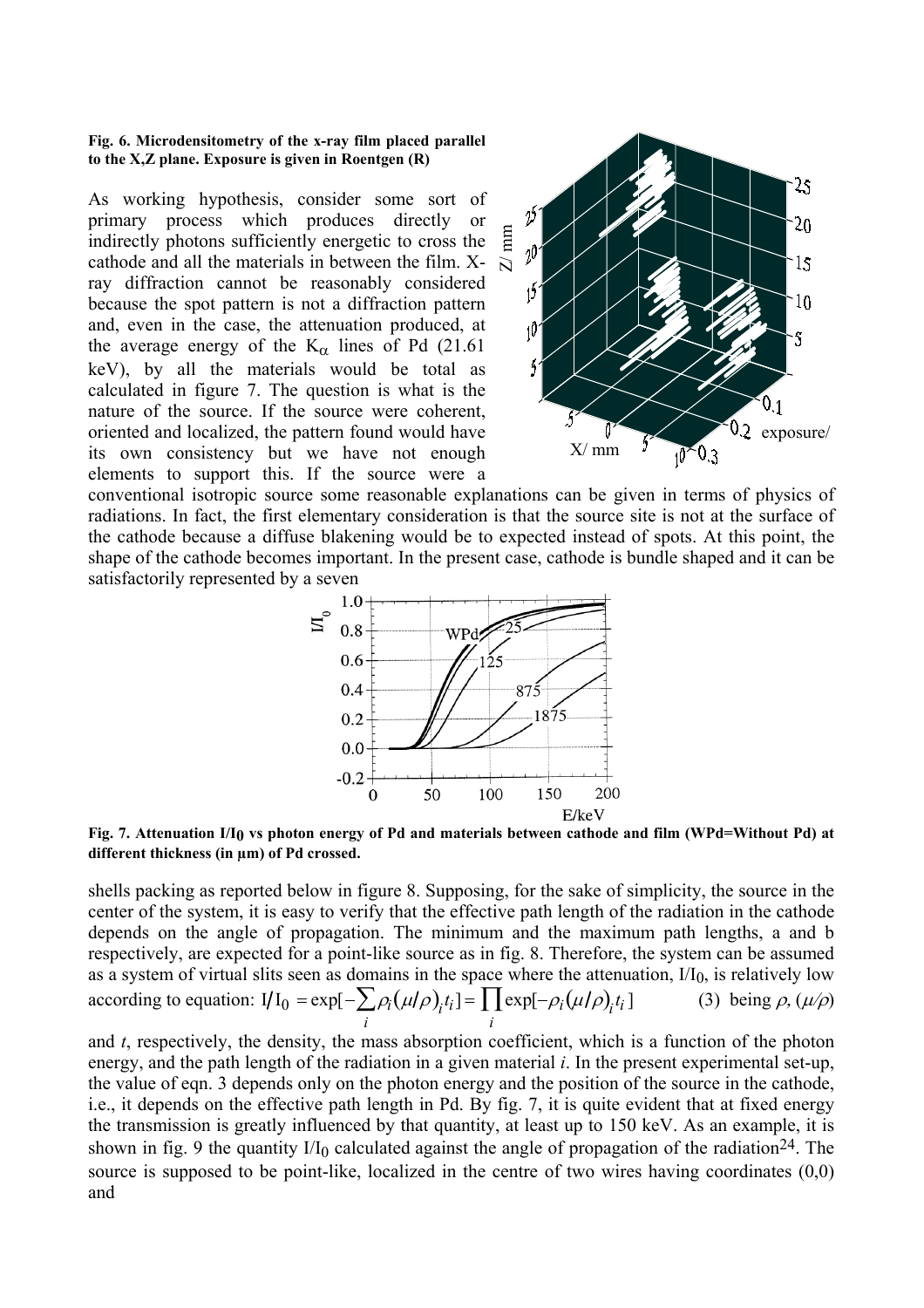**Fig. 6. Microdensitometry of the x-ray film placed parallel to the X,Z plane. Exposure is given in Roentgen (R)**

As working hypothesis, consider some sort of primary process which produces directly or indirectly photons sufficiently energetic to cross the cathode and all the materials in between the film. X-ray diffraction cannot be reasonably considered because the spot pattern is not a diffraction pattern and, even in the case, the attenuation produced, at the average energy of the $K_{\alpha}$ lines of Pd (21.61 keV), by all the materials would be total as calculated in figure 7. The question is what is the nature of the source. If the source were coherent, oriented and localized, the pattern found would have its own consistency but we have not enough elements to support this. If the source were a conventional isotropic source some reasonable explanations can be given in terms of physics of radiations. In fact, the first elementary consideration is that the source site is not at the surface of the cathode because a diffuse blakening would be to expected instead of spots. At this point, the shape of the cathode becomes important. In the present case, cathode is bundle shaped and it can be satisfactorily represented by a seven shells packing as reported below in figure 8. Supposing, for the sake of simplicity, the source in the center of the system, it is easy to verify that the effective path length of the radiation in the cathode depends on the angle of propagation. The minimum and the maximum path lengths, a and b respectively, are expected for a point-like source as in fig. 8. Therefore, the system can be assumed as a system of virtual slits seen as domains in the space where the attenuation, $I/I_0$, is relatively low according to equation:

$$I/I_0 = \exp[-\sum_i \rho_i (\mu/\rho)_i t_i] = \prod_i \exp[-\rho_i (\mu/\rho)_i t_i] \quad (3)$$

being $\rho$, $(\mu/\rho)$ and $t$, respectively, the density, the mass absorption coefficient, which is a function of the photon energy, and the path length of the radiation in a given material $i$. In the present experimental set-up, the value of eqn. 3 depends only on the photon energy and the position of the source in the cathode, i.e., it depends on the effective path length in Pd. By fig. 7, it is quite evident that at fixed energy the transmission is greatly influenced by that quantity, at least up to 150 keV. As an example, it is shown in fig. 9 the quantity $I/I_0$ calculated against the angle of propagation of the radiation[24]. The source is supposed to be point-like, localized in the centre of two wires having coordinates (0,0) and

**Fig. 7. Attenuation $I/I_0$ vs photon energy of Pd and materials between cathode and film (WPd=Without Pd) at different thickness (in µm) of Pd crossed.**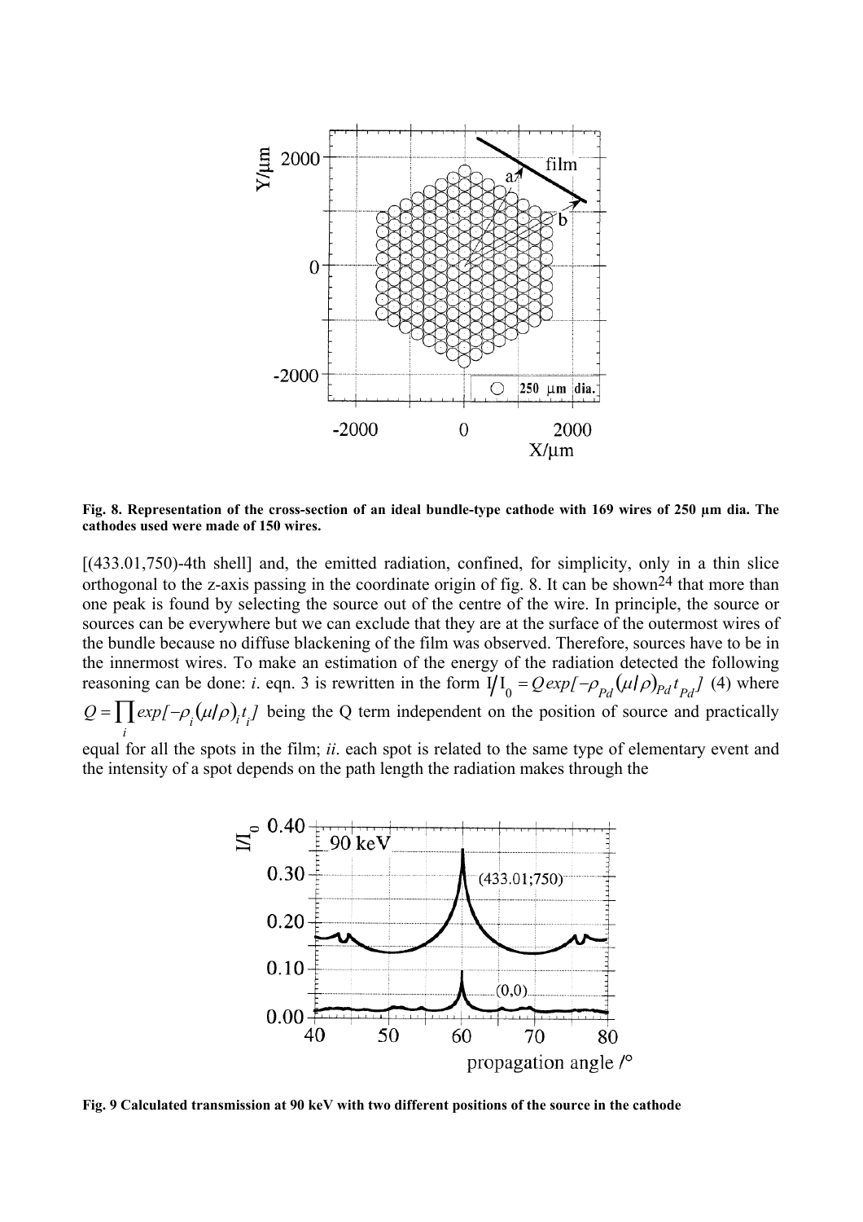**Fig. 8. Representation of the cross-section of an ideal bundle-type cathode with 169 wires of 250 μm dia. The cathodes used were made of 150 wires.**

[(433.01,750)-4th shell] and, the emitted radiation, confined, for simplicity, only in a thin slice orthogonal to the z-axis passing in the coordinate origin of fig. 8. It can be shown[24] that more than one peak is found by selecting the source out of the centre of the wire. In principle, the source or sources can be everywhere but we can exclude that they are at the surface of the outermost wires of the bundle because no diffuse blackening of the film was observed. Therefore, sources have to be in the innermost wires. To make an estimation of the energy of the radiation detected the following reasoning can be done: *i*. eqn. 3 is rewritten in the form $I/I_0 = Q\,exp[-\rho_{Pd}(\mu/\rho)_{Pd}t_{Pd}]$ (4) where $Q = \prod_i exp[-\rho_i(\mu/\rho)_i t_i]$ being the Q term independent on the position of source and practically equal for all the spots in the film; *ii*. each spot is related to the same type of elementary event and the intensity of a spot depends on the path length the radiation makes through the

**Fig. 9 Calculated transmission at 90 keV with two different positions of the source in the cathode**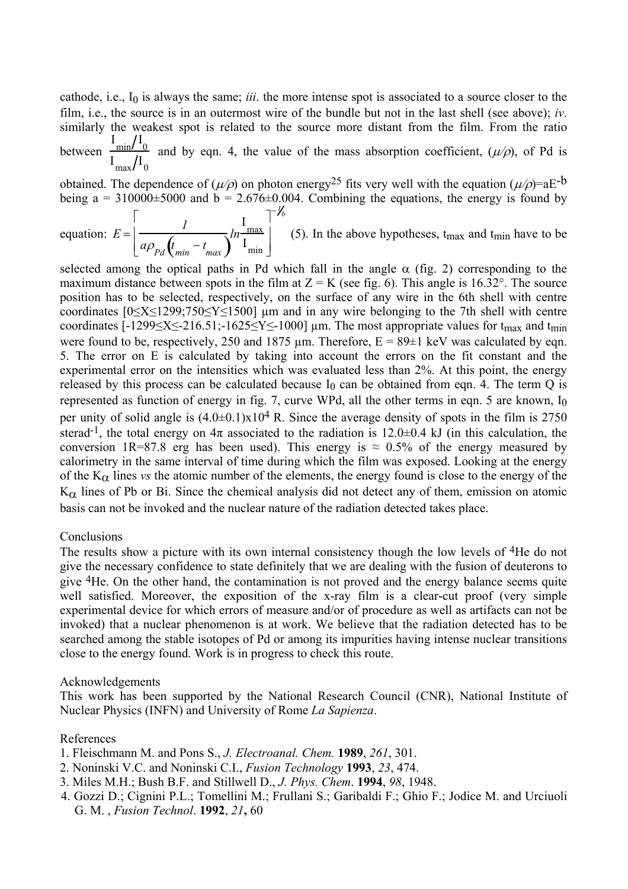cathode, i.e., $I_0$ is always the same; *iii*. the more intense spot is associated to a source closer to the film, i.e., the source is in an outermost wire of the bundle but not in the last shell (see above); *iv*. similarly the weakest spot is related to the source more distant from the film. From the ratio between $\frac{I_{min}/I_0}{I_{max}/I_0}$ and by eqn. 4, the value of the mass absorption coefficient, ($\mu/\rho$), of Pd is obtained. The dependence of ($\mu/\rho$) on photon energy[25] fits very well with the equation ($\mu/\rho$)=$aE^{-b}$ being a = 310000±5000 and b = 2.676±0.004. Combining the equations, the energy is found by equation: $E = \left[ \frac{1}{a\rho_{Pd}\left(t_{min} - t_{max}\right)} ln\frac{I_{max}}{I_{min}} \right]^{-1/b}$ (5). In the above hypotheses, $t_{max}$ and $t_{min}$ have to be selected among the optical paths in Pd which fall in the angle $\alpha$ (fig. 2) corresponding to the maximum distance between spots in the film at Z = K (see fig. 6). This angle is 16.32°. The source position has to be selected, respectively, on the surface of any wire in the 6th shell with centre coordinates [0≤X≤1299;750≤Y≤1500] μm and in any wire belonging to the 7th shell with centre coordinates [-1299≤X≤-216.51;-1625≤Y≤-1000] μm. The most appropriate values for $t_{max}$ and $t_{min}$ were found to be, respectively, 250 and 1875 μm. Therefore, E = 89±1 keV was calculated by eqn. 5. The error on E is calculated by taking into account the errors on the fit constant and the experimental error on the intensities which was evaluated less than 2%. At this point, the energy released by this process can be calculated because $I_0$ can be obtained from eqn. 4. The term Q is represented as function of energy in fig. 7, curve WPd, all the other terms in eqn. 5 are known, $I_0$ per unity of solid angle is $(4.0\pm0.1)\times10^4$ R. Since the average density of spots in the film is 2750 $sterad^{-1}$, the total energy on $4\pi$ associated to the radiation is 12.0±0.4 kJ (in this calculation, the conversion 1R=87.8 erg has been used). This energy is ≈ 0.5% of the energy measured by calorimetry in the same interval of time during which the film was exposed. Looking at the energy of the $K_\alpha$ lines *vs* the atomic number of the elements, the energy found is close to the energy of the $K_\alpha$ lines of Pb or Bi. Since the chemical analysis did not detect any of them, emission on atomic basis can not be invoked and the nuclear nature of the radiation detected takes place.

## Conclusions

The results show a picture with its own internal consistency though the low levels of $^4He$ do not give the necessary confidence to state definitely that we are dealing with the fusion of deuterons to give $^4He$. On the other hand, the contamination is not proved and the energy balance seems quite well satisfied. Moreover, the exposition of the x-ray film is a clear-cut proof (very simple experimental device for which errors of measure and/or of procedure as well as artifacts can not be invoked) that a nuclear phenomenon is at work. We believe that the radiation detected has to be searched among the stable isotopes of Pd or among its impurities having intense nuclear transitions close to the energy found. Work is in progress to check this route.

## Acknowledgements

This work has been supported by the National Research Council (CNR), National Institute of Nuclear Physics (INFN) and University of Rome *La Sapienza*.

## References

1. Fleischmann M. and Pons S., *J. Electroanal. Chem.* **1989**, *261*, 301.
2. Noninski V.C. and Noninski C.I., *Fusion Technology* **1993**, *23*, 474.
3. Miles M.H.; Bush B.F. and Stillwell D., *J. Phys. Chem*. **1994**, *98*, 1948.
4. Gozzi D.; Cignini P.L.; Tomellini M.; Frullani S.; Garibaldi F.; Ghio F.; Jodice M. and Urciuoli G. M. , *Fusion Technol*. **1992**, *21***,** 60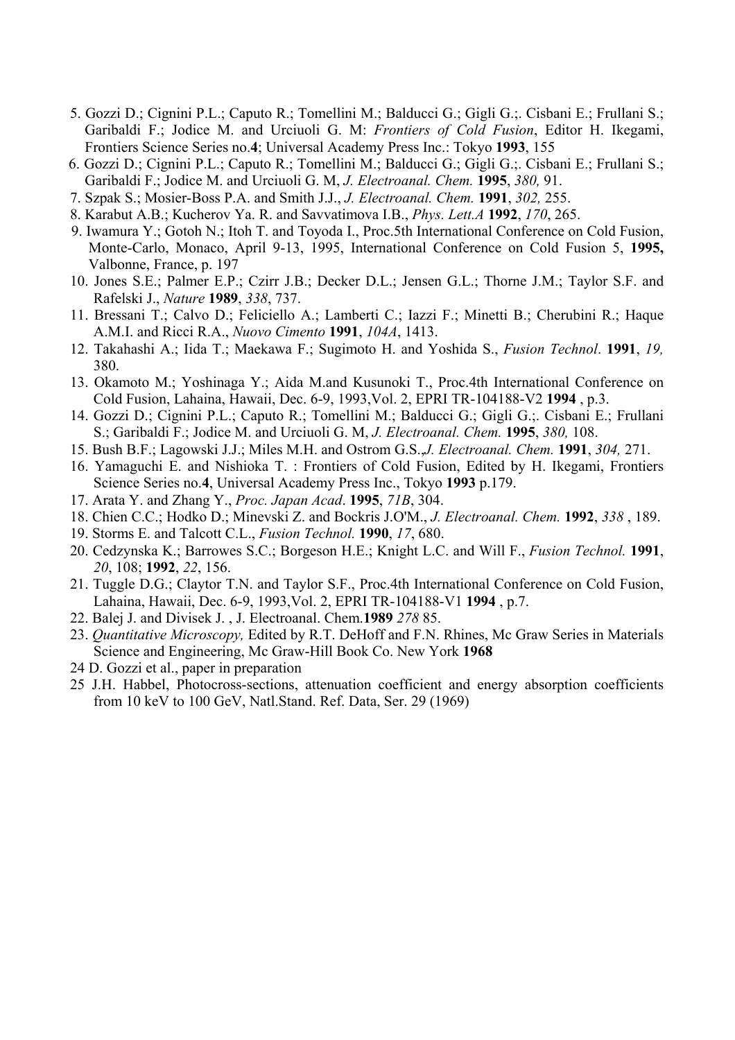5. Gozzi D.; Cignini P.L.; Caputo R.; Tomellini M.; Balducci G.; Gigli G.;. Cisbani E.; Frullani S.; Garibaldi F.; Jodice M. and Urciuoli G. M: *Frontiers of Cold Fusion*, Editor H. Ikegami, Frontiers Science Series no.**4**; Universal Academy Press Inc.: Tokyo **1993**, 155
6. Gozzi D.; Cignini P.L.; Caputo R.; Tomellini M.; Balducci G.; Gigli G.;. Cisbani E.; Frullani S.; Garibaldi F.; Jodice M. and Urciuoli G. M, *J. Electroanal. Chem.* **1995**, *380,* 91.
7. Szpak S.; Mosier-Boss P.A. and Smith J.J., *J. Electroanal. Chem.* **1991**, *302,* 255.
8. Karabut A.B.; Kucherov Ya. R. and Savvatimova I.B., *Phys. Lett.A* **1992**, *170*, 265.
9. Iwamura Y.; Gotoh N.; Itoh T. and Toyoda I., Proc.5th International Conference on Cold Fusion, Monte-Carlo, Monaco, April 9-13, 1995, International Conference on Cold Fusion 5, **1995,** Valbonne, France, p. 197
10. Jones S.E.; Palmer E.P.; Czirr J.B.; Decker D.L.; Jensen G.L.; Thorne J.M.; Taylor S.F. and Rafelski J., *Nature* **1989**, *338*, 737.
11. Bressani T.; Calvo D.; Feliciello A.; Lamberti C.; Iazzi F.; Minetti B.; Cherubini R.; Haque A.M.I. and Ricci R.A., *Nuovo Cimento* **1991**, *104A*, 1413.
12. Takahashi A.; Iida T.; Maekawa F.; Sugimoto H. and Yoshida S., *Fusion Technol*. **1991**, *19,* 380.
13. Okamoto M.; Yoshinaga Y.; Aida M.and Kusunoki T., Proc.4th International Conference on Cold Fusion, Lahaina, Hawaii, Dec. 6-9, 1993,Vol. 2, EPRI TR-104188-V2 **1994** , p.3.
14. Gozzi D.; Cignini P.L.; Caputo R.; Tomellini M.; Balducci G.; Gigli G.;. Cisbani E.; Frullani S.; Garibaldi F.; Jodice M. and Urciuoli G. M, *J. Electroanal. Chem.* **1995**, *380,* 108.
15. Bush B.F.; Lagowski J.J.; Miles M.H. and Ostrom G.S.,*J. Electroanal. Chem.* **1991**, *304,* 271.
16. Yamaguchi E. and Nishioka T. : Frontiers of Cold Fusion, Edited by H. Ikegami, Frontiers Science Series no.**4**, Universal Academy Press Inc., Tokyo **1993** p.179.
17. Arata Y. and Zhang Y., *Proc. Japan Acad*. **1995**, *71B*, 304.
18. Chien C.C.; Hodko D.; Minevski Z. and Bockris J.O'M., *J. Electroanal. Chem.* **1992**, *338* , 189.
19. Storms E. and Talcott C.L., *Fusion Technol.* **1990**, *17*, 680.
20. Cedzynska K.; Barrowes S.C.; Borgeson H.E.; Knight L.C. and Will F., *Fusion Technol.* **1991**, *20*, 108; **1992**, *22*, 156.
21. Tuggle D.G.; Claytor T.N. and Taylor S.F., Proc.4th International Conference on Cold Fusion, Lahaina, Hawaii, Dec. 6-9, 1993,Vol. 2, EPRI TR-104188-V1 **1994** , p.7.
22. Balej J. and Divisek J. , J. Electroanal. Chem.**1989** *278* 85.
23. *Quantitative Microscopy,* Edited by R.T. DeHoff and F.N. Rhines, Mc Graw Series in Materials Science and Engineering, Mc Graw-Hill Book Co. New York **1968**
24. D. Gozzi et al., paper in preparation
25. J.H. Habbel, Photocross-sections, attenuation coefficient and energy absorption coefficients from 10 keV to 100 GeV, Natl.Stand. Ref. Data, Ser. 29 (1969)